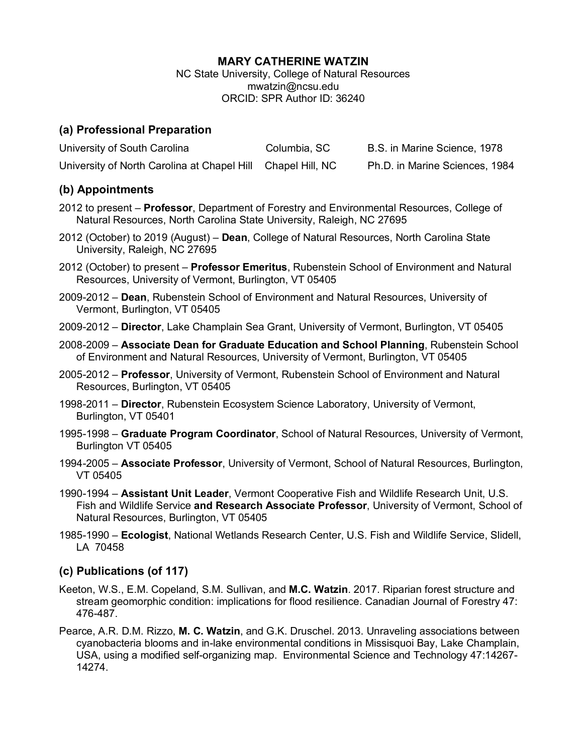# MARY CATHERINE WATZIN

NC State University, College of Natural Resources
mwatzin@ncsu.edu
ORCID: SPR Author ID: 36240

## (a) Professional Preparation

| | | |
|---|---|---|
| University of South Carolina | Columbia, SC | B.S. in Marine Science, 1978 |
| University of North Carolina at Chapel Hill | Chapel Hill, NC | Ph.D. in Marine Sciences, 1984 |

## (b) Appointments

2012 to present – **Professor**, Department of Forestry and Environmental Resources, College of Natural Resources, North Carolina State University, Raleigh, NC 27695

2012 (October) to 2019 (August) – **Dean**, College of Natural Resources, North Carolina State University, Raleigh, NC 27695

2012 (October) to present – **Professor Emeritus**, Rubenstein School of Environment and Natural Resources, University of Vermont, Burlington, VT 05405

2009-2012 – **Dean**, Rubenstein School of Environment and Natural Resources, University of Vermont, Burlington, VT 05405

2009-2012 – **Director**, Lake Champlain Sea Grant, University of Vermont, Burlington, VT 05405

2008-2009 – **Associate Dean for Graduate Education and School Planning**, Rubenstein School of Environment and Natural Resources, University of Vermont, Burlington, VT 05405

2005-2012 – **Professor**, University of Vermont, Rubenstein School of Environment and Natural Resources, Burlington, VT 05405

1998-2011 – **Director**, Rubenstein Ecosystem Science Laboratory, University of Vermont, Burlington, VT 05401

1995-1998 – **Graduate Program Coordinator**, School of Natural Resources, University of Vermont, Burlington VT 05405

1994-2005 – **Associate Professor**, University of Vermont, School of Natural Resources, Burlington, VT 05405

1990-1994 – **Assistant Unit Leader**, Vermont Cooperative Fish and Wildlife Research Unit, U.S. Fish and Wildlife Service **and Research Associate Professor**, University of Vermont, School of Natural Resources, Burlington, VT 05405

1985-1990 – **Ecologist**, National Wetlands Research Center, U.S. Fish and Wildlife Service, Slidell, LA 70458

## (c) Publications (of 117)

Keeton, W.S., E.M. Copeland, S.M. Sullivan, and **M.C. Watzin**. 2017. Riparian forest structure and stream geomorphic condition: implications for flood resilience. Canadian Journal of Forestry 47: 476-487.

Pearce, A.R. D.M. Rizzo, **M. C. Watzin**, and G.K. Druschel. 2013. Unraveling associations between cyanobacteria blooms and in-lake environmental conditions in Missisquoi Bay, Lake Champlain, USA, using a modified self-organizing map. Environmental Science and Technology 47:14267-14274.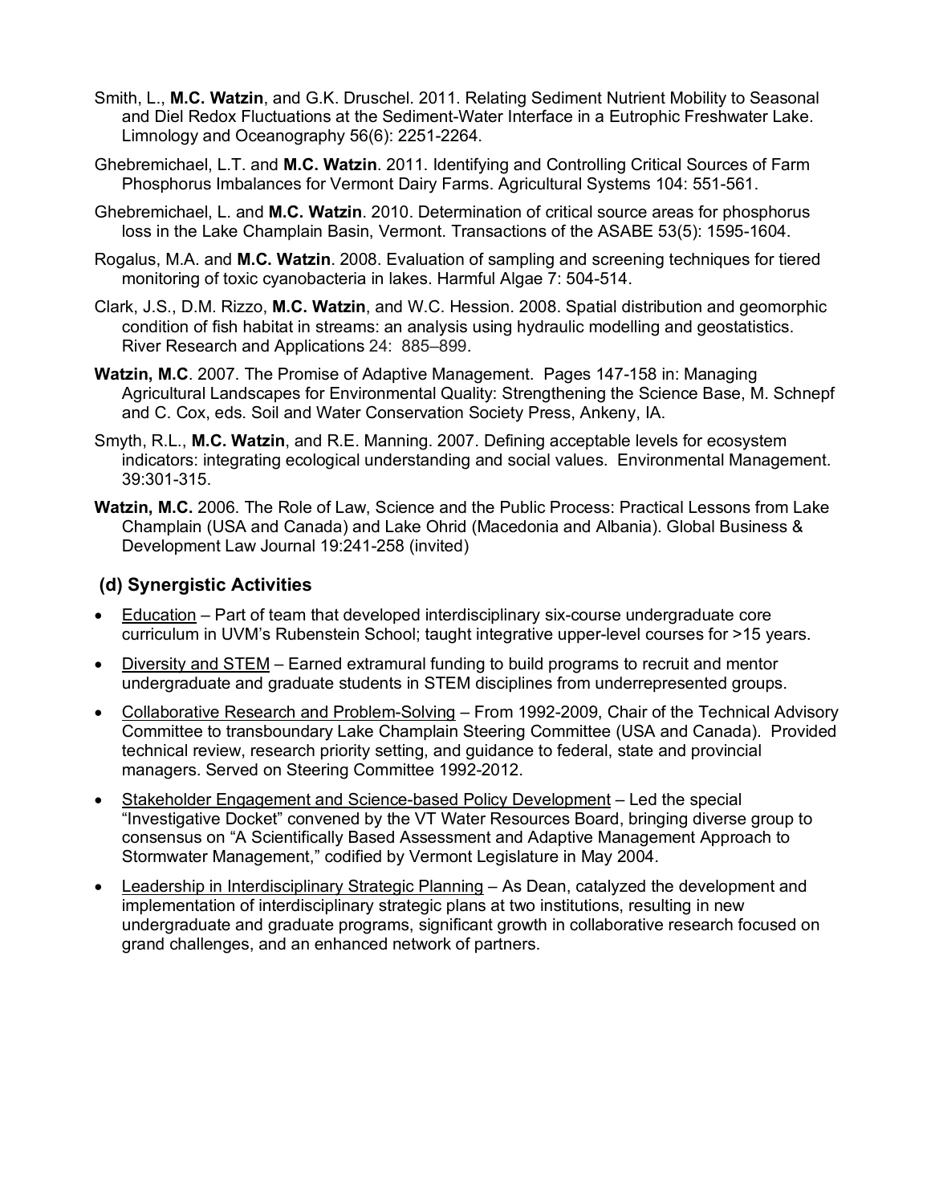Smith, L., **M.C. Watzin**, and G.K. Druschel. 2011. Relating Sediment Nutrient Mobility to Seasonal and Diel Redox Fluctuations at the Sediment-Water Interface in a Eutrophic Freshwater Lake. Limnology and Oceanography 56(6): 2251-2264.

Ghebremichael, L.T. and **M.C. Watzin**. 2011. Identifying and Controlling Critical Sources of Farm Phosphorus Imbalances for Vermont Dairy Farms. Agricultural Systems 104: 551-561.

Ghebremichael, L. and **M.C. Watzin**. 2010. Determination of critical source areas for phosphorus loss in the Lake Champlain Basin, Vermont. Transactions of the ASABE 53(5): 1595-1604.

Rogalus, M.A. and **M.C. Watzin**. 2008. Evaluation of sampling and screening techniques for tiered monitoring of toxic cyanobacteria in lakes. Harmful Algae 7: 504-514.

Clark, J.S., D.M. Rizzo, **M.C. Watzin**, and W.C. Hession. 2008. Spatial distribution and geomorphic condition of fish habitat in streams: an analysis using hydraulic modelling and geostatistics. River Research and Applications 24: 885–899.

**Watzin, M.C**. 2007. The Promise of Adaptive Management. Pages 147-158 in: Managing Agricultural Landscapes for Environmental Quality: Strengthening the Science Base, M. Schnepf and C. Cox, eds. Soil and Water Conservation Society Press, Ankeny, IA.

Smyth, R.L., **M.C. Watzin**, and R.E. Manning. 2007. Defining acceptable levels for ecosystem indicators: integrating ecological understanding and social values. Environmental Management. 39:301-315.

**Watzin, M.C.** 2006. The Role of Law, Science and the Public Process: Practical Lessons from Lake Champlain (USA and Canada) and Lake Ohrid (Macedonia and Albania). Global Business & Development Law Journal 19:241-258 (invited)

### (d) Synergistic Activities

- Education – Part of team that developed interdisciplinary six-course undergraduate core curriculum in UVM's Rubenstein School; taught integrative upper-level courses for >15 years.
- Diversity and STEM – Earned extramural funding to build programs to recruit and mentor undergraduate and graduate students in STEM disciplines from underrepresented groups.
- Collaborative Research and Problem-Solving – From 1992-2009, Chair of the Technical Advisory Committee to transboundary Lake Champlain Steering Committee (USA and Canada). Provided technical review, research priority setting, and guidance to federal, state and provincial managers. Served on Steering Committee 1992-2012.
- Stakeholder Engagement and Science-based Policy Development – Led the special "Investigative Docket" convened by the VT Water Resources Board, bringing diverse group to consensus on "A Scientifically Based Assessment and Adaptive Management Approach to Stormwater Management," codified by Vermont Legislature in May 2004.
- Leadership in Interdisciplinary Strategic Planning – As Dean, catalyzed the development and implementation of interdisciplinary strategic plans at two institutions, resulting in new undergraduate and graduate programs, significant growth in collaborative research focused on grand challenges, and an enhanced network of partners.